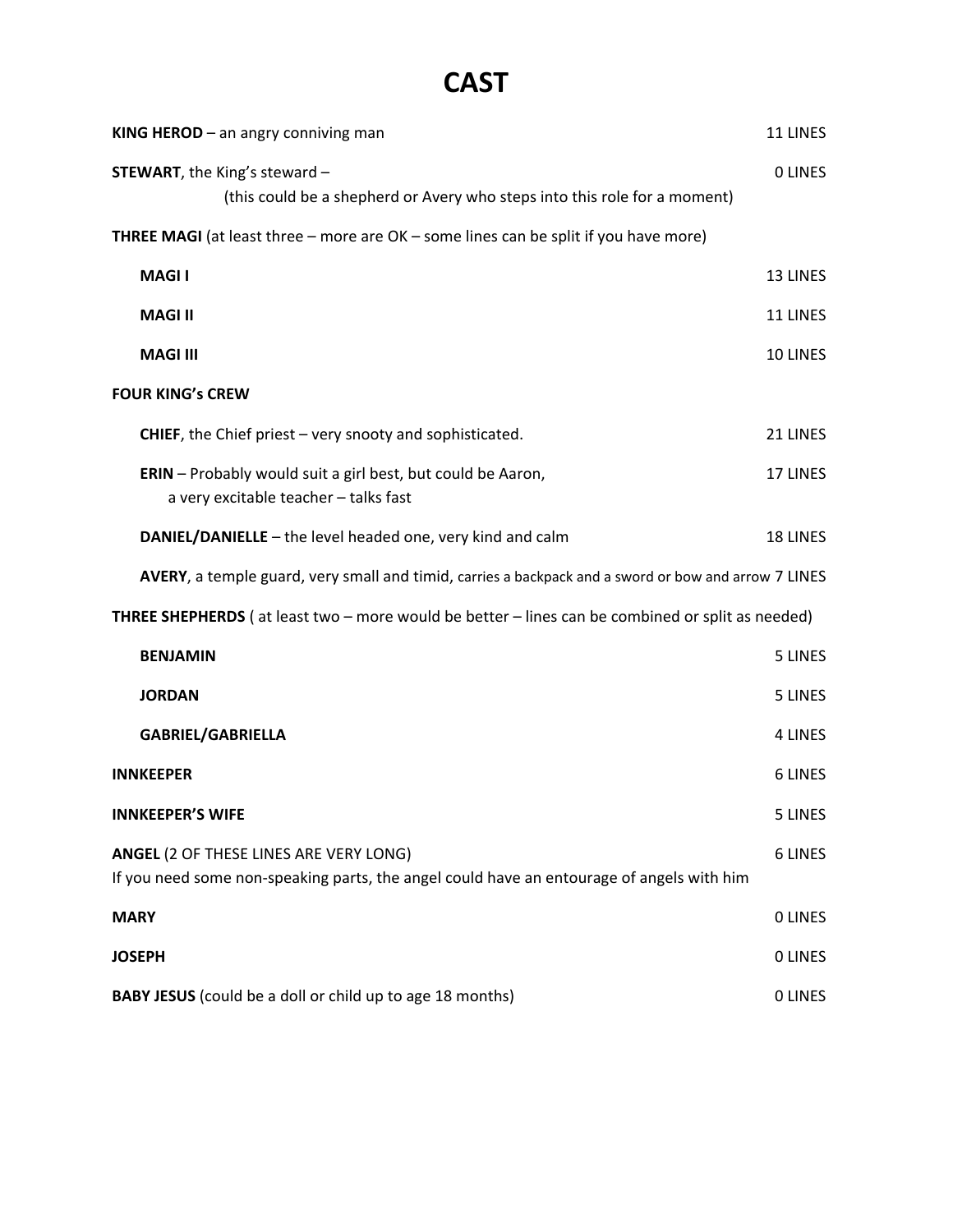# CAST

**KING HEROD** – an angry conniving man — 11 LINES

**STEWART**, the King's steward – (this could be a shepherd or Avery who steps into this role for a moment) — 0 LINES

**THREE MAGI** (at least three – more are OK – some lines can be split if you have more)

- **MAGI I** — 13 LINES
- **MAGI II** — 11 LINES
- **MAGI III** — 10 LINES

**FOUR KING's CREW**

- **CHIEF**, the Chief priest – very snooty and sophisticated. — 21 LINES
- **ERIN** – Probably would suit a girl best, but could be Aaron, a very excitable teacher – talks fast — 17 LINES
- **DANIEL/DANIELLE** – the level headed one, very kind and calm — 18 LINES
- **AVERY**, a temple guard, very small and timid, carries a backpack and a sword or bow and arrow — 7 LINES

**THREE SHEPHERDS** ( at least two – more would be better – lines can be combined or split as needed)

- **BENJAMIN** — 5 LINES
- **JORDAN** — 5 LINES
- **GABRIEL/GABRIELLA** — 4 LINES

**INNKEEPER** — 6 LINES

**INNKEEPER'S WIFE** — 5 LINES

**ANGEL** (2 OF THESE LINES ARE VERY LONG) — 6 LINES
If you need some non-speaking parts, the angel could have an entourage of angels with him

**MARY** — 0 LINES

**JOSEPH** — 0 LINES

**BABY JESUS** (could be a doll or child up to age 18 months) — 0 LINES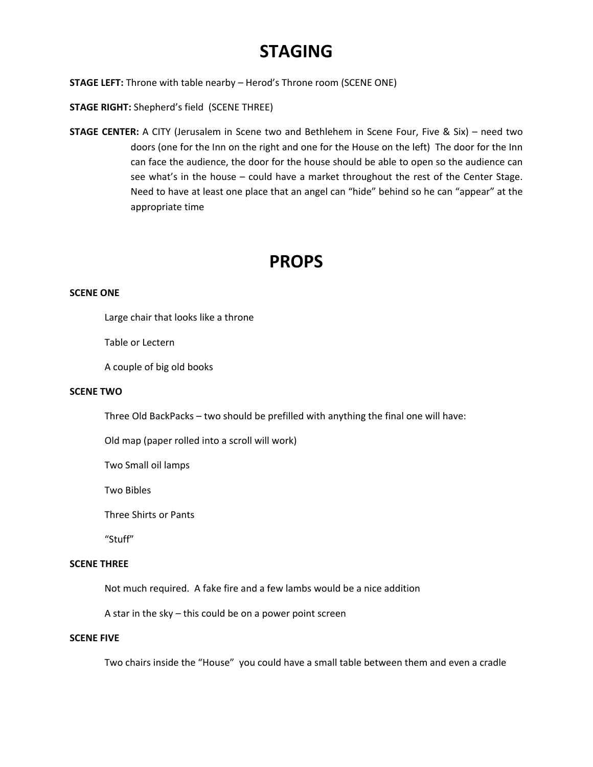# STAGING

**STAGE LEFT:** Throne with table nearby – Herod's Throne room (SCENE ONE)

**STAGE RIGHT:** Shepherd's field (SCENE THREE)

**STAGE CENTER:** A CITY (Jerusalem in Scene two and Bethlehem in Scene Four, Five & Six) – need two doors (one for the Inn on the right and one for the House on the left) The door for the Inn can face the audience, the door for the house should be able to open so the audience can see what's in the house – could have a market throughout the rest of the Center Stage. Need to have at least one place that an angel can "hide" behind so he can "appear" at the appropriate time

# PROPS

**SCENE ONE**

Large chair that looks like a throne

Table or Lectern

A couple of big old books

**SCENE TWO**

Three Old BackPacks – two should be prefilled with anything the final one will have:

Old map (paper rolled into a scroll will work)

Two Small oil lamps

Two Bibles

Three Shirts or Pants

"Stuff"

**SCENE THREE**

Not much required. A fake fire and a few lambs would be a nice addition

A star in the sky – this could be on a power point screen

**SCENE FIVE**

Two chairs inside the "House" you could have a small table between them and even a cradle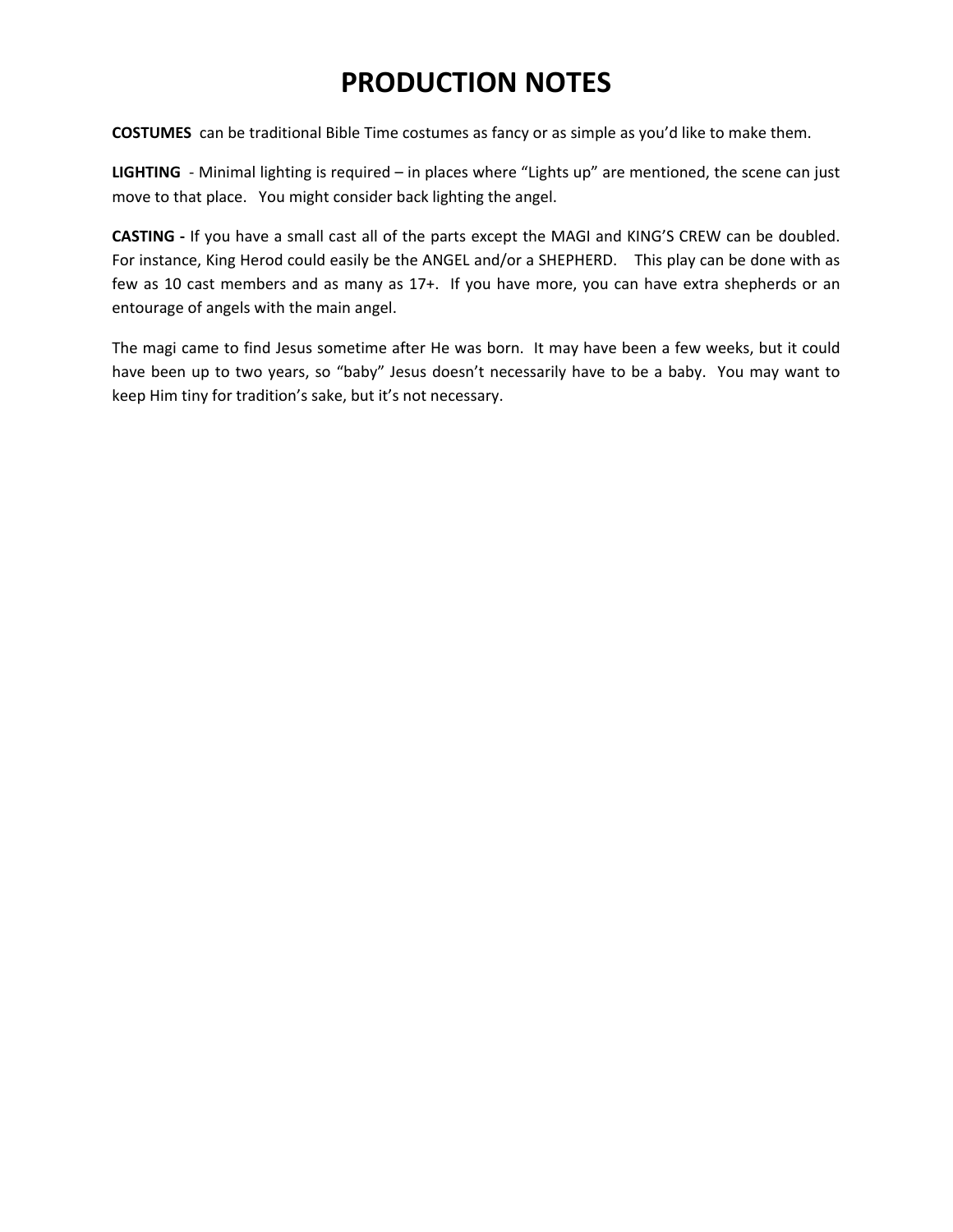# PRODUCTION NOTES

**COSTUMES** can be traditional Bible Time costumes as fancy or as simple as you'd like to make them.

**LIGHTING** - Minimal lighting is required – in places where "Lights up" are mentioned, the scene can just move to that place. You might consider back lighting the angel.

**CASTING -** If you have a small cast all of the parts except the MAGI and KING'S CREW can be doubled. For instance, King Herod could easily be the ANGEL and/or a SHEPHERD. This play can be done with as few as 10 cast members and as many as 17+. If you have more, you can have extra shepherds or an entourage of angels with the main angel.

The magi came to find Jesus sometime after He was born. It may have been a few weeks, but it could have been up to two years, so "baby" Jesus doesn't necessarily have to be a baby. You may want to keep Him tiny for tradition's sake, but it's not necessary.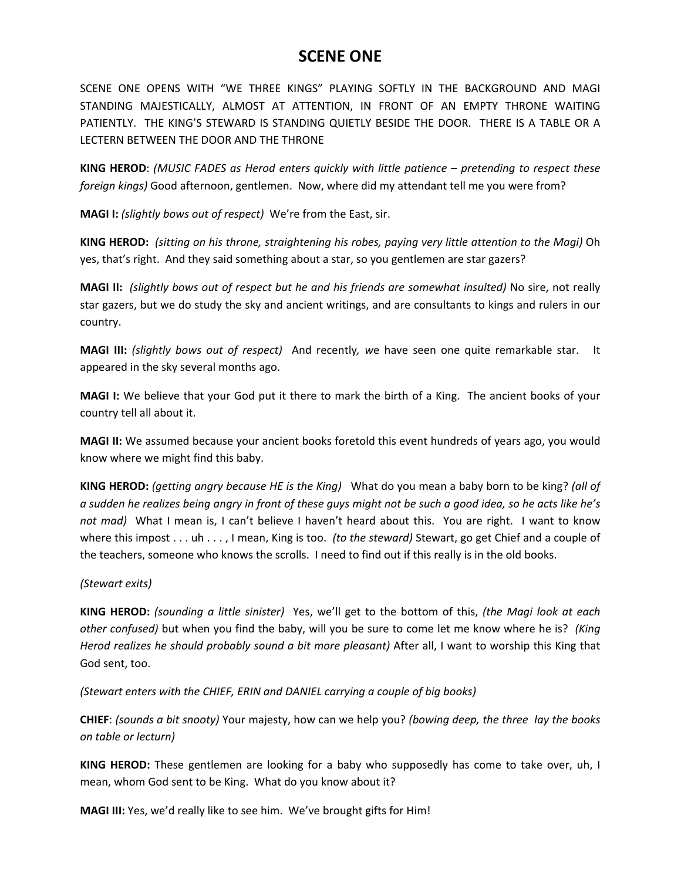# SCENE ONE

SCENE ONE OPENS WITH "WE THREE KINGS" PLAYING SOFTLY IN THE BACKGROUND AND MAGI STANDING MAJESTICALLY, ALMOST AT ATTENTION, IN FRONT OF AN EMPTY THRONE WAITING PATIENTLY. THE KING'S STEWARD IS STANDING QUIETLY BESIDE THE DOOR. THERE IS A TABLE OR A LECTERN BETWEEN THE DOOR AND THE THRONE

**KING HEROD**: *(MUSIC FADES as Herod enters quickly with little patience – pretending to respect these foreign kings)* Good afternoon, gentlemen. Now, where did my attendant tell me you were from?

**MAGI I:** *(slightly bows out of respect)* We're from the East, sir.

**KING HEROD:** *(sitting on his throne, straightening his robes, paying very little attention to the Magi)* Oh yes, that's right. And they said something about a star, so you gentlemen are star gazers?

**MAGI II:** *(slightly bows out of respect but he and his friends are somewhat insulted)* No sire, not really star gazers, but we do study the sky and ancient writings, and are consultants to kings and rulers in our country.

**MAGI III:** *(slightly bows out of respect)* And recently*, w*e have seen one quite remarkable star. It appeared in the sky several months ago.

**MAGI I:** We believe that your God put it there to mark the birth of a King. The ancient books of your country tell all about it.

**MAGI II:** We assumed because your ancient books foretold this event hundreds of years ago, you would know where we might find this baby.

**KING HEROD:** *(getting angry because HE is the King)* What do you mean a baby born to be king? *(all of a sudden he realizes being angry in front of these guys might not be such a good idea, so he acts like he's not mad)* What I mean is, I can't believe I haven't heard about this. You are right. I want to know where this impost . . . uh . . . , I mean, King is too. *(to the steward)* Stewart, go get Chief and a couple of the teachers, someone who knows the scrolls. I need to find out if this really is in the old books.

*(Stewart exits)*

**KING HEROD:** *(sounding a little sinister)* Yes, we'll get to the bottom of this, *(the Magi look at each other confused)* but when you find the baby, will you be sure to come let me know where he is? *(King Herod realizes he should probably sound a bit more pleasant)* After all, I want to worship this King that God sent, too.

*(Stewart enters with the CHIEF, ERIN and DANIEL carrying a couple of big books)*

**CHIEF**: *(sounds a bit snooty)* Your majesty, how can we help you? *(bowing deep, the three lay the books on table or lecturn)*

**KING HEROD:** These gentlemen are looking for a baby who supposedly has come to take over, uh, I mean, whom God sent to be King. What do you know about it?

**MAGI III:** Yes, we'd really like to see him. We've brought gifts for Him!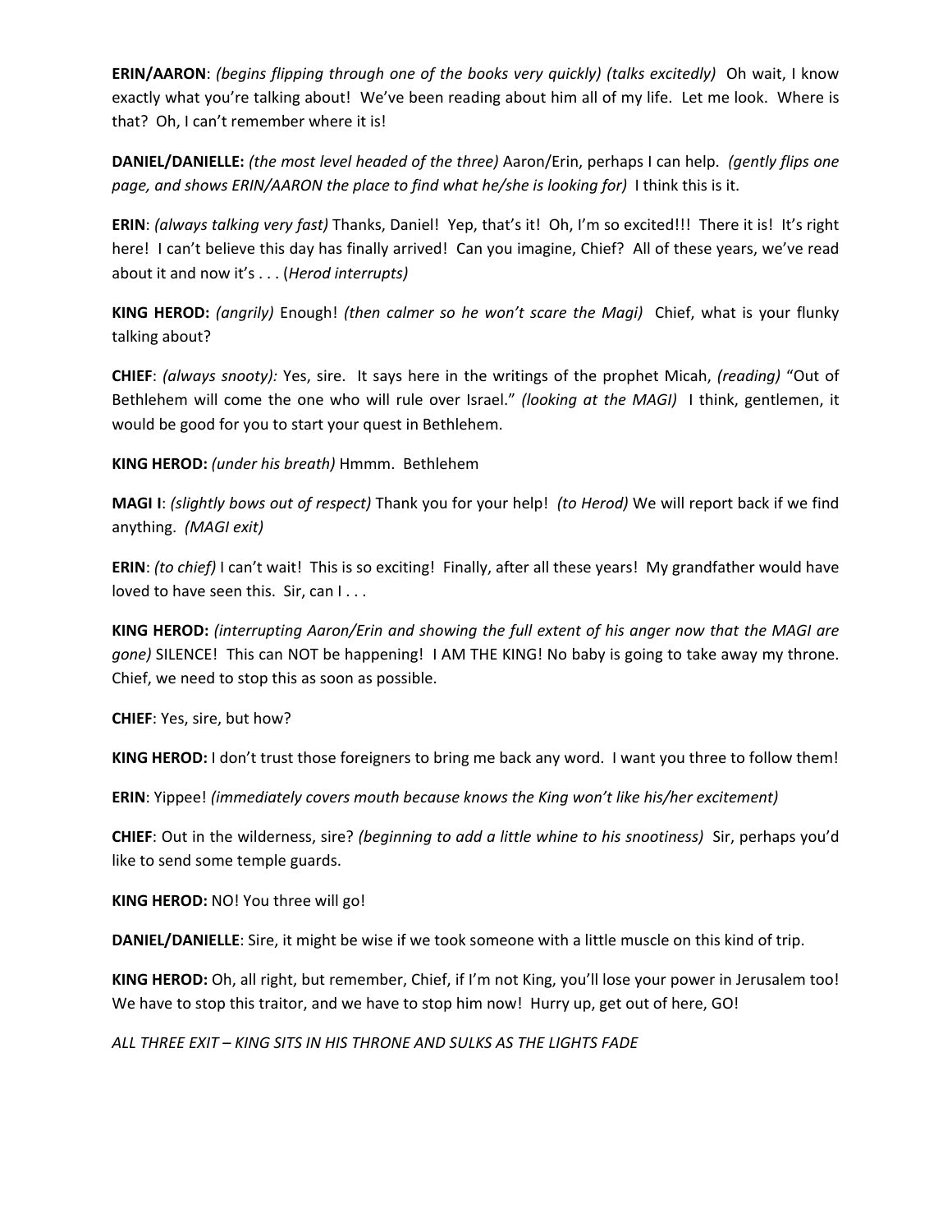**ERIN/AARON**: *(begins flipping through one of the books very quickly) (talks excitedly)* Oh wait, I know exactly what you're talking about! We've been reading about him all of my life. Let me look. Where is that? Oh, I can't remember where it is!

**DANIEL/DANIELLE:** *(the most level headed of the three)* Aaron/Erin, perhaps I can help. *(gently flips one page, and shows ERIN/AARON the place to find what he/she is looking for)* I think this is it.

**ERIN**: *(always talking very fast)* Thanks, Daniel! Yep, that's it! Oh, I'm so excited!!! There it is! It's right here! I can't believe this day has finally arrived! Can you imagine, Chief? All of these years, we've read about it and now it's . . . (*Herod interrupts)*

**KING HEROD:** *(angrily)* Enough! *(then calmer so he won't scare the Magi)* Chief, what is your flunky talking about?

**CHIEF**: *(always snooty):* Yes, sire. It says here in the writings of the prophet Micah, *(reading)* "Out of Bethlehem will come the one who will rule over Israel." *(looking at the MAGI)* I think, gentlemen, it would be good for you to start your quest in Bethlehem.

**KING HEROD:** *(under his breath)* Hmmm. Bethlehem

**MAGI I**: *(slightly bows out of respect)* Thank you for your help! *(to Herod)* We will report back if we find anything. *(MAGI exit)*

**ERIN**: *(to chief)* I can't wait! This is so exciting! Finally, after all these years! My grandfather would have loved to have seen this. Sir, can I . . .

**KING HEROD:** *(interrupting Aaron/Erin and showing the full extent of his anger now that the MAGI are gone)* SILENCE! This can NOT be happening! I AM THE KING! No baby is going to take away my throne. Chief, we need to stop this as soon as possible.

**CHIEF**: Yes, sire, but how?

**KING HEROD:** I don't trust those foreigners to bring me back any word. I want you three to follow them!

**ERIN**: Yippee! *(immediately covers mouth because knows the King won't like his/her excitement)*

**CHIEF**: Out in the wilderness, sire? *(beginning to add a little whine to his snootiness)* Sir, perhaps you'd like to send some temple guards.

**KING HEROD:** NO! You three will go!

**DANIEL/DANIELLE**: Sire, it might be wise if we took someone with a little muscle on this kind of trip.

**KING HEROD:** Oh, all right, but remember, Chief, if I'm not King, you'll lose your power in Jerusalem too! We have to stop this traitor, and we have to stop him now! Hurry up, get out of here, GO!

*ALL THREE EXIT – KING SITS IN HIS THRONE AND SULKS AS THE LIGHTS FADE*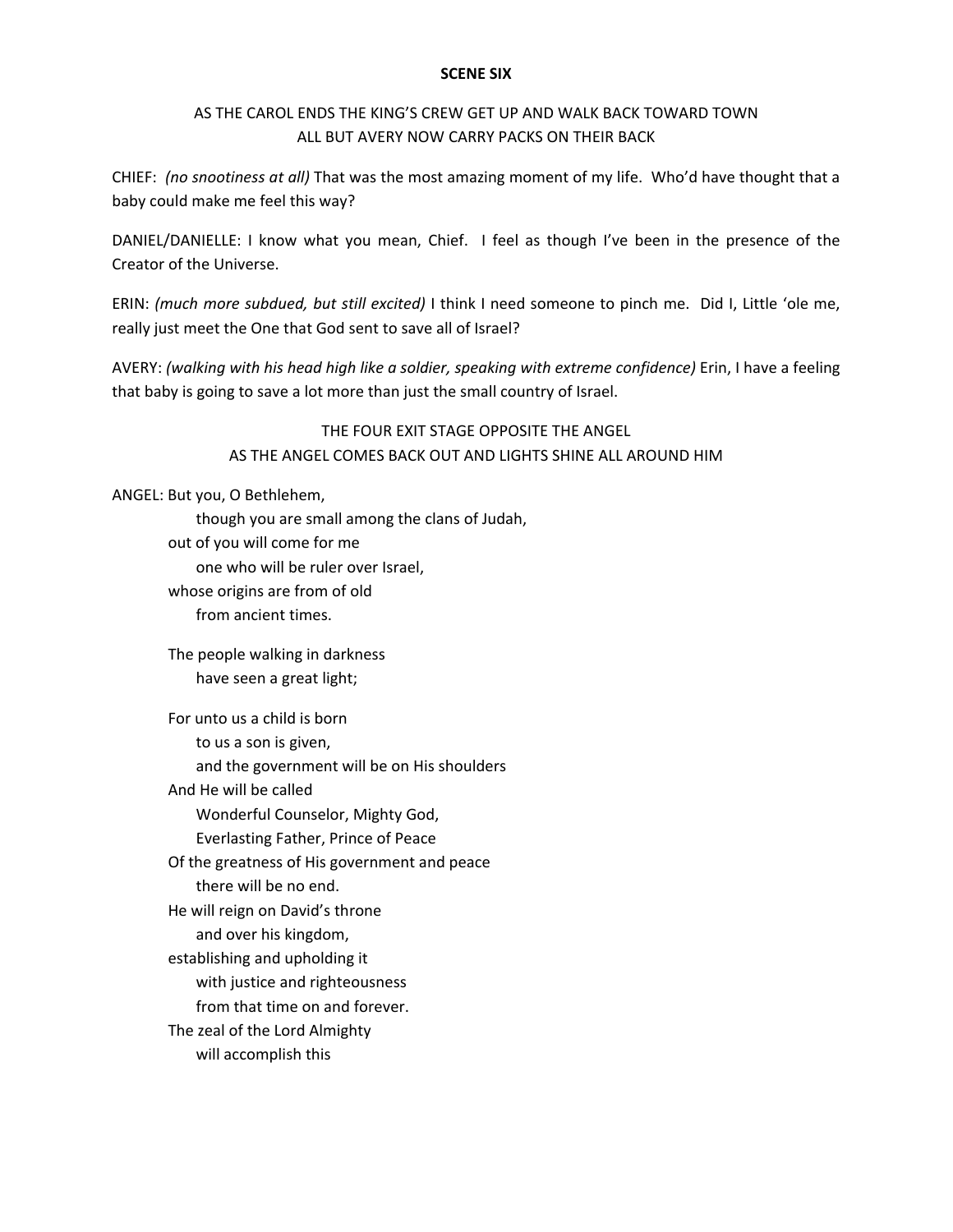**SCENE SIX**

AS THE CAROL ENDS THE KING'S CREW GET UP AND WALK BACK TOWARD TOWN
ALL BUT AVERY NOW CARRY PACKS ON THEIR BACK

CHIEF: *(no snootiness at all)* That was the most amazing moment of my life. Who'd have thought that a baby could make me feel this way?

DANIEL/DANIELLE: I know what you mean, Chief. I feel as though I've been in the presence of the Creator of the Universe.

ERIN: *(much more subdued, but still excited)* I think I need someone to pinch me. Did I, Little 'ole me, really just meet the One that God sent to save all of Israel?

AVERY: *(walking with his head high like a soldier, speaking with extreme confidence)* Erin, I have a feeling that baby is going to save a lot more than just the small country of Israel.

THE FOUR EXIT STAGE OPPOSITE THE ANGEL
AS THE ANGEL COMES BACK OUT AND LIGHTS SHINE ALL AROUND HIM

ANGEL: But you, O Bethlehem,
though you are small among the clans of Judah,
out of you will come for me
one who will be ruler over Israel,
whose origins are from of old
from ancient times.

The people walking in darkness
have seen a great light;

For unto us a child is born
to us a son is given,
and the government will be on His shoulders
And He will be called
Wonderful Counselor, Mighty God,
Everlasting Father, Prince of Peace
Of the greatness of His government and peace
there will be no end.
He will reign on David's throne
and over his kingdom,
establishing and upholding it
with justice and righteousness
from that time on and forever.
The zeal of the Lord Almighty
will accomplish this